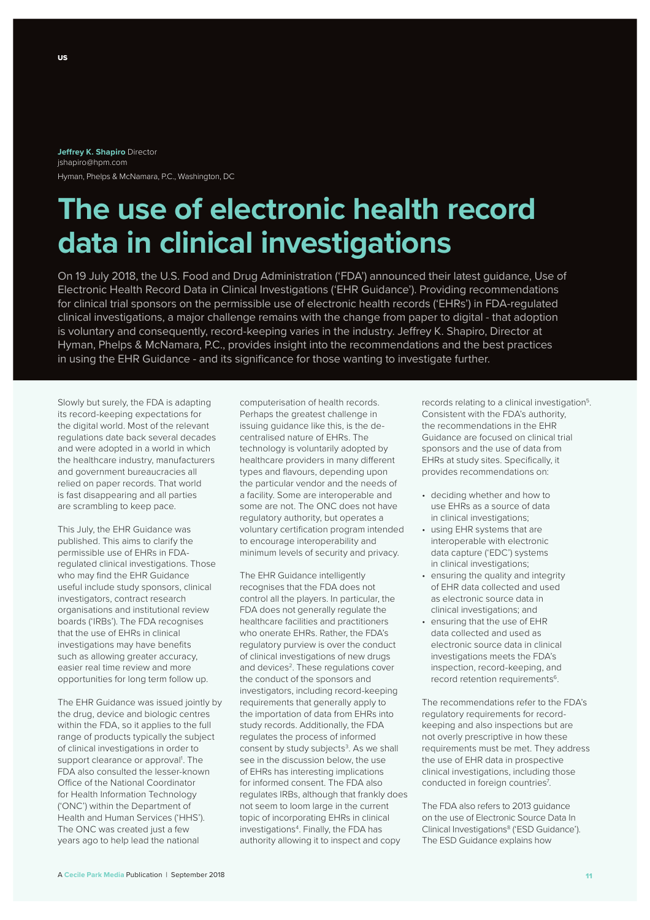US

**Jeffrey K. Shapiro** Director
jshapiro@hpm.com
Hyman, Phelps & McNamara, P.C., Washington, DC

# The use of electronic health record data in clinical investigations

On 19 July 2018, the U.S. Food and Drug Administration ('FDA') announced their latest guidance, Use of Electronic Health Record Data in Clinical Investigations ('EHR Guidance'). Providing recommendations for clinical trial sponsors on the permissible use of electronic health records ('EHRs') in FDA-regulated clinical investigations, a major challenge remains with the change from paper to digital - that adoption is voluntary and consequently, record-keeping varies in the industry. Jeffrey K. Shapiro, Director at Hyman, Phelps & McNamara, P.C., provides insight into the recommendations and the best practices in using the EHR Guidance - and its significance for those wanting to investigate further.

Slowly but surely, the FDA is adapting its record-keeping expectations for the digital world. Most of the relevant regulations date back several decades and were adopted in a world in which the healthcare industry, manufacturers and government bureaucracies all relied on paper records. That world is fast disappearing and all parties are scrambling to keep pace.

This July, the EHR Guidance was published. This aims to clarify the permissible use of EHRs in FDA-regulated clinical investigations. Those who may find the EHR Guidance useful include study sponsors, clinical investigators, contract research organisations and institutional review boards ('IRBs'). The FDA recognises that the use of EHRs in clinical investigations may have benefits such as allowing greater accuracy, easier real time review and more opportunities for long term follow up.

The EHR Guidance was issued jointly by the drug, device and biologic centres within the FDA, so it applies to the full range of products typically the subject of clinical investigations in order to support clearance or approval[1]. The FDA also consulted the lesser-known Office of the National Coordinator for Health Information Technology ('ONC') within the Department of Health and Human Services ('HHS'). The ONC was created just a few years ago to help lead the national computerisation of health records. Perhaps the greatest challenge in issuing guidance like this, is the de-centralised nature of EHRs. The technology is voluntarily adopted by healthcare providers in many different types and flavours, depending upon the particular vendor and the needs of a facility. Some are interoperable and some are not. The ONC does not have regulatory authority, but operates a voluntary certification program intended to encourage interoperability and minimum levels of security and privacy.

The EHR Guidance intelligently recognises that the FDA does not control all the players. In particular, the FDA does not generally regulate the healthcare facilities and practitioners who operate EHRs. Rather, the FDA's regulatory purview is over the conduct of clinical investigations of new drugs and devices[2]. These regulations cover the conduct of the sponsors and investigators, including record-keeping requirements that generally apply to the importation of data from EHRs into study records. Additionally, the FDA regulates the process of informed consent by study subjects[3]. As we shall see in the discussion below, the use of EHRs has interesting implications for informed consent. The FDA also regulates IRBs, although that frankly does not seem to loom large in the current topic of incorporating EHRs in clinical investigations[4]. Finally, the FDA has authority allowing it to inspect and copy records relating to a clinical investigation[5]. Consistent with the FDA's authority, the recommendations in the EHR Guidance are focused on clinical trial sponsors and the use of data from EHRs at study sites. Specifically, it provides recommendations on:

- deciding whether and how to use EHRs as a source of data in clinical investigations;
- using EHR systems that are interoperable with electronic data capture ('EDC') systems in clinical investigations;
- ensuring the quality and integrity of EHR data collected and used as electronic source data in clinical investigations; and
- ensuring that the use of EHR data collected and used as electronic source data in clinical investigations meets the FDA's inspection, record-keeping, and record retention requirements[6].

The recommendations refer to the FDA's regulatory requirements for record-keeping and also inspections but are not overly prescriptive in how these requirements must be met. They address the use of EHR data in prospective clinical investigations, including those conducted in foreign countries[7].

The FDA also refers to 2013 guidance on the use of Electronic Source Data In Clinical Investigations[8] ('ESD Guidance'). The ESD Guidance explains how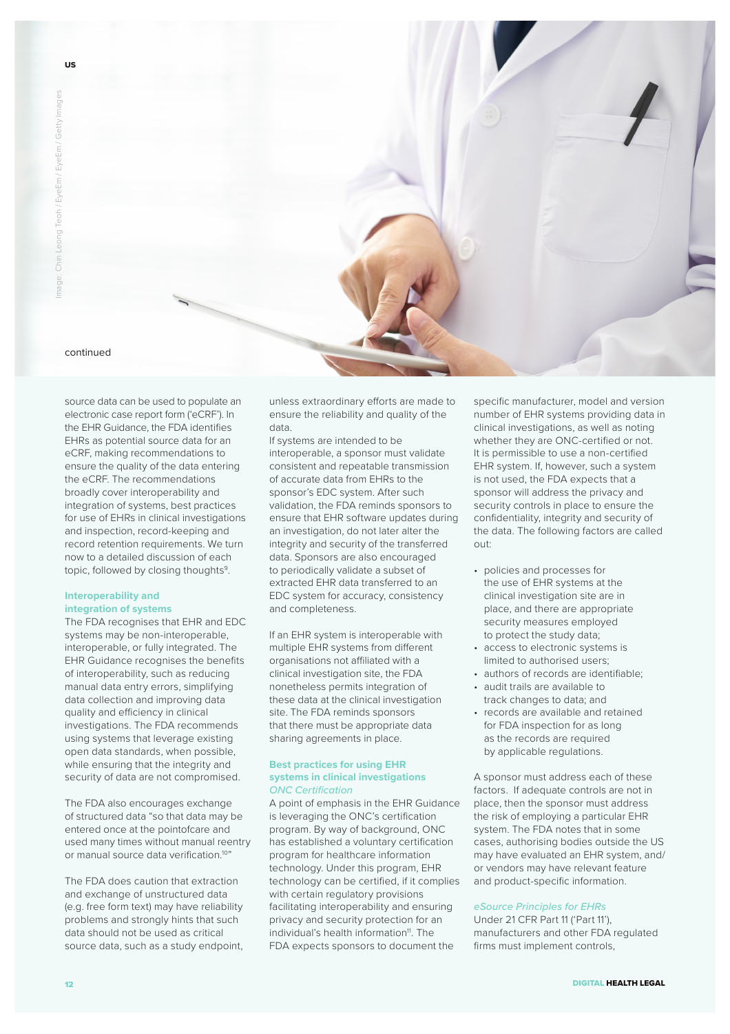continued

source data can be used to populate an electronic case report form ('eCRF'). In the EHR Guidance, the FDA identifies EHRs as potential source data for an eCRF, making recommendations to ensure the quality of the data entering the eCRF. The recommendations broadly cover interoperability and integration of systems, best practices for use of EHRs in clinical investigations and inspection, record-keeping and record retention requirements. We turn now to a detailed discussion of each topic, followed by closing thoughts[9].

### Interoperability and integration of systems

The FDA recognises that EHR and EDC systems may be non-interoperable, interoperable, or fully integrated. The EHR Guidance recognises the benefits of interoperability, such as reducing manual data entry errors, simplifying data collection and improving data quality and efficiency in clinical investigations. The FDA recommends using systems that leverage existing open data standards, when possible, while ensuring that the integrity and security of data are not compromised.

The FDA also encourages exchange of structured data "so that data may be entered once at the pointofcare and used many times without manual reentry or manual source data verification.[10]"

The FDA does caution that extraction and exchange of unstructured data (e.g. free form text) may have reliability problems and strongly hints that such data should not be used as critical source data, such as a study endpoint, unless extraordinary efforts are made to ensure the reliability and quality of the data.

If systems are intended to be interoperable, a sponsor must validate consistent and repeatable transmission of accurate data from EHRs to the sponsor's EDC system. After such validation, the FDA reminds sponsors to ensure that EHR software updates during an investigation, do not later alter the integrity and security of the transferred data. Sponsors are also encouraged to periodically validate a subset of extracted EHR data transferred to an EDC system for accuracy, consistency and completeness.

If an EHR system is interoperable with multiple EHR systems from different organisations not affiliated with a clinical investigation site, the FDA nonetheless permits integration of these data at the clinical investigation site. The FDA reminds sponsors that there must be appropriate data sharing agreements in place.

### Best practices for using EHR systems in clinical investigations

*ONC Certification*

A point of emphasis in the EHR Guidance is leveraging the ONC's certification program. By way of background, ONC has established a voluntary certification program for healthcare information technology. Under this program, EHR technology can be certified, if it complies with certain regulatory provisions facilitating interoperability and ensuring privacy and security protection for an individual's health information[11]. The FDA expects sponsors to document the specific manufacturer, model and version number of EHR systems providing data in clinical investigations, as well as noting whether they are ONC-certified or not. It is permissible to use a non-certified EHR system. If, however, such a system is not used, the FDA expects that a sponsor will address the privacy and security controls in place to ensure the confidentiality, integrity and security of the data. The following factors are called out:

- policies and processes for the use of EHR systems at the clinical investigation site are in place, and there are appropriate security measures employed to protect the study data;
- access to electronic systems is limited to authorised users;
- authors of records are identifiable;
- audit trails are available to track changes to data; and
- records are available and retained for FDA inspection for as long as the records are required by applicable regulations.

A sponsor must address each of these factors. If adequate controls are not in place, then the sponsor must address the risk of employing a particular EHR system. The FDA notes that in some cases, authorising bodies outside the US may have evaluated an EHR system, and/or vendors may have relevant feature and product-specific information.

*eSource Principles for EHRs*

Under 21 CFR Part 11 ('Part 11'), manufacturers and other FDA regulated firms must implement controls,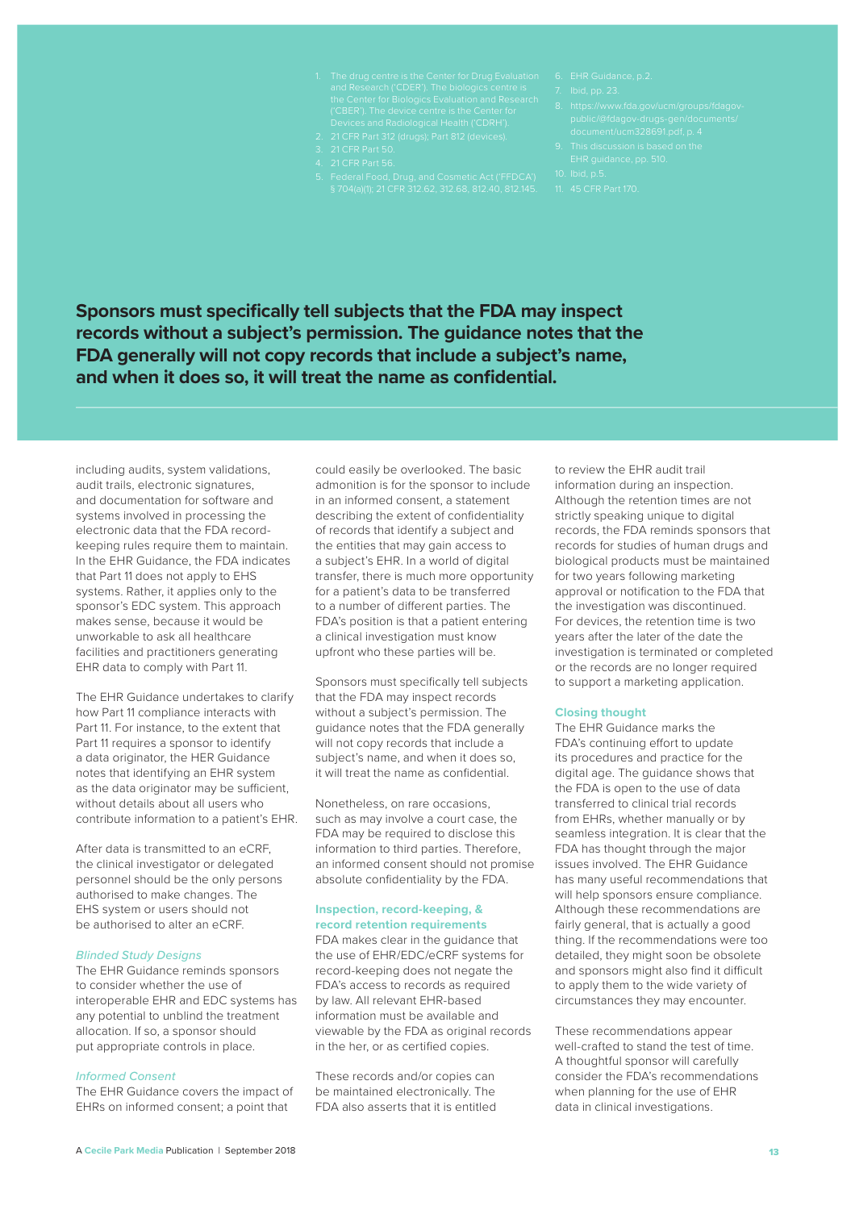1. The drug centre is the Center for Drug Evaluation and Research ('CDER'). The biologics centre is the Center for Biologics Evaluation and Research ('CBER'). The device centre is the Center for Devices and Radiological Health ('CDRH').
2. 21 CFR Part 312 (drugs); Part 812 (devices).
3. 21 CFR Part 50.
4. 21 CFR Part 56.
5. Federal Food, Drug, and Cosmetic Act ('FFDCA') § 704(a)(1); 21 CFR 312.62, 312.68, 812.40, 812.145.
6. EHR Guidance, p.2.
7. Ibid, pp. 23.
8. https://www.fda.gov/ucm/groups/fdagov-public/@fdagov-drugs-gen/documents/document/ucm328691.pdf, p. 4
9. This discussion is based on the EHR guidance, pp. 510.
10. Ibid, p.5.
11. 45 CFR Part 170.

**Sponsors must specifically tell subjects that the FDA may inspect records without a subject's permission. The guidance notes that the FDA generally will not copy records that include a subject's name, and when it does so, it will treat the name as confidential.**

including audits, system validations, audit trails, electronic signatures, and documentation for software and systems involved in processing the electronic data that the FDA record-keeping rules require them to maintain. In the EHR Guidance, the FDA indicates that Part 11 does not apply to EHS systems. Rather, it applies only to the sponsor's EDC system. This approach makes sense, because it would be unworkable to ask all healthcare facilities and practitioners generating EHR data to comply with Part 11.

The EHR Guidance undertakes to clarify how Part 11 compliance interacts with Part 11. For instance, to the extent that Part 11 requires a sponsor to identify a data originator, the HER Guidance notes that identifying an EHR system as the data originator may be sufficient, without details about all users who contribute information to a patient's EHR.

After data is transmitted to an eCRF, the clinical investigator or delegated personnel should be the only persons authorised to make changes. The EHS system or users should not be authorised to alter an eCRF.

*Blinded Study Designs*

The EHR Guidance reminds sponsors to consider whether the use of interoperable EHR and EDC systems has any potential to unblind the treatment allocation. If so, a sponsor should put appropriate controls in place.

*Informed Consent*

The EHR Guidance covers the impact of EHRs on informed consent; a point that could easily be overlooked. The basic admonition is for the sponsor to include in an informed consent, a statement describing the extent of confidentiality of records that identify a subject and the entities that may gain access to a subject's EHR. In a world of digital transfer, there is much more opportunity for a patient's data to be transferred to a number of different parties. The FDA's position is that a patient entering a clinical investigation must know upfront who these parties will be.

Sponsors must specifically tell subjects that the FDA may inspect records without a subject's permission. The guidance notes that the FDA generally will not copy records that include a subject's name, and when it does so, it will treat the name as confidential.

Nonetheless, on rare occasions, such as may involve a court case, the FDA may be required to disclose this information to third parties. Therefore, an informed consent should not promise absolute confidentiality by the FDA.

### Inspection, record-keeping, & record retention requirements

FDA makes clear in the guidance that the use of EHR/EDC/eCRF systems for record-keeping does not negate the FDA's access to records as required by law. All relevant EHR-based information must be available and viewable by the FDA as original records in the her, or as certified copies.

These records and/or copies can be maintained electronically. The FDA also asserts that it is entitled to review the EHR audit trail information during an inspection. Although the retention times are not strictly speaking unique to digital records, the FDA reminds sponsors that records for studies of human drugs and biological products must be maintained for two years following marketing approval or notification to the FDA that the investigation was discontinued. For devices, the retention time is two years after the later of the date the investigation is terminated or completed or the records are no longer required to support a marketing application.

### Closing thought

The EHR Guidance marks the FDA's continuing effort to update its procedures and practice for the digital age. The guidance shows that the FDA is open to the use of data transferred to clinical trial records from EHRs, whether manually or by seamless integration. It is clear that the FDA has thought through the major issues involved. The EHR Guidance has many useful recommendations that will help sponsors ensure compliance. Although these recommendations are fairly general, that is actually a good thing. If the recommendations were too detailed, they might soon be obsolete and sponsors might also find it difficult to apply them to the wide variety of circumstances they may encounter.

These recommendations appear well-crafted to stand the test of time. A thoughtful sponsor will carefully consider the FDA's recommendations when planning for the use of EHR data in clinical investigations.